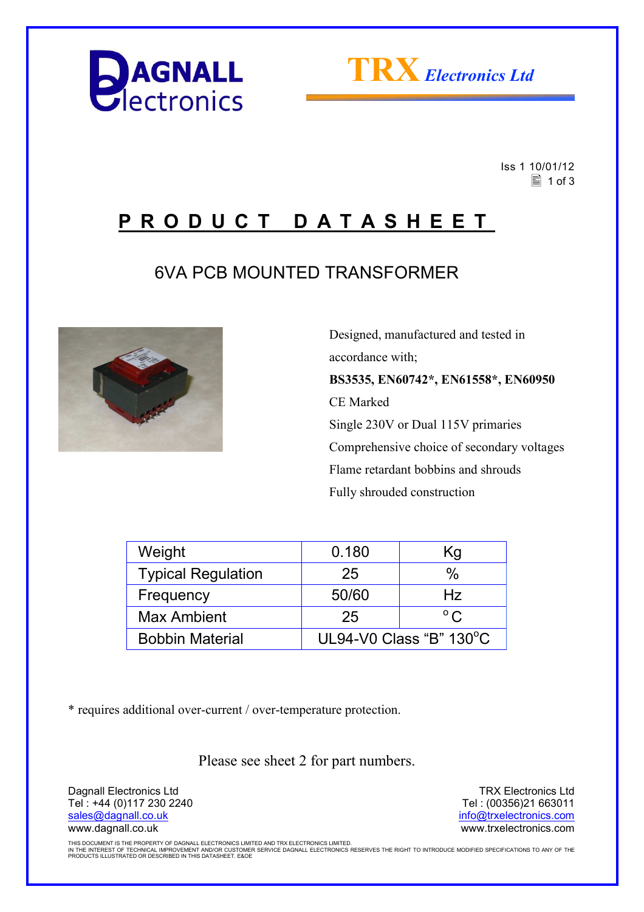DAGNALL Electronics

TRX Electronics Ltd

Iss 1 10/01/12

# PRODUCT DATASHEET

## 6VA PCB MOUNTED TRANSFORMER

Designed, manufactured and tested in accordance with;

**BS3535, EN60742*, EN61558*, EN60950**

CE Marked

Single 230V or Dual 115V primaries

Comprehensive choice of secondary voltages

Flame retardant bobbins and shrouds

Fully shrouded construction

| Weight | 0.180 | Kg |
|---|---|---|
| Typical Regulation | 25 | % |
| Frequency | 50/60 | Hz |
| Max Ambient | 25 | °C |
| Bobbin Material | UL94-V0 Class "B" 130°C | |

* requires additional over-current / over-temperature protection.

Please see sheet 2 for part numbers.

Dagnall Electronics Ltd
Tel : +44 (0)117 230 2240
sales@dagnall.co.uk
www.dagnall.co.uk

TRX Electronics Ltd
Tel : (00356)21 663011
info@trxelectronics.com
www.trxelectronics.com

THIS DOCUMENT IS THE PROPERTY OF DAGNALL ELECTRONICS LIMITED AND TRX ELECTRONICS LIMITED.
IN THE INTEREST OF TECHNICAL IMPROVEMENT AND/OR CUSTOMER SERVICE DAGNALL ELECTRONICS RESERVES THE RIGHT TO INTRODUCE MODIFIED SPECIFICATIONS TO ANY OF THE PRODUCTS ILLUSTRATED OR DESCRIBED IN THIS DATASHEET. E&OE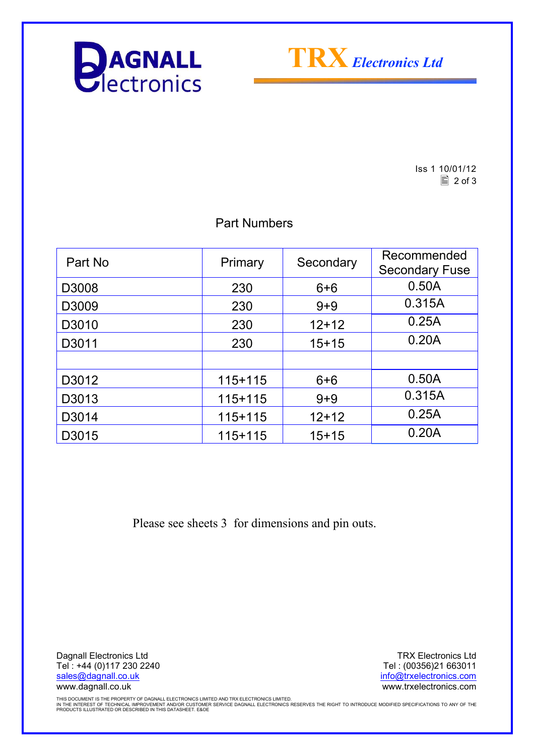Dagnall Electronics | TRX Electronics Ltd

Iss 1 10/01/12

## Part Numbers

| Part No | Primary | Secondary | Recommended Secondary Fuse |
|---|---|---|---|
| D3008 | 230 | 6+6 | 0.50A |
| D3009 | 230 | 9+9 | 0.315A |
| D3010 | 230 | 12+12 | 0.25A |
| D3011 | 230 | 15+15 | 0.20A |
| | | | |
| D3012 | 115+115 | 6+6 | 0.50A |
| D3013 | 115+115 | 9+9 | 0.315A |
| D3014 | 115+115 | 12+12 | 0.25A |
| D3015 | 115+115 | 15+15 | 0.20A |

Please see sheets 3  for dimensions and pin outs.

Dagnall Electronics Ltd
Tel : +44 (0)117 230 2240
sales@dagnall.co.uk
www.dagnall.co.uk

TRX Electronics Ltd
Tel : (00356)21 663011
info@trxelectronics.com
www.trxelectronics.com

THIS DOCUMENT IS THE PROPERTY OF DAGNALL ELECTRONICS LIMITED AND TRX ELECTRONICS LIMITED.
IN THE INTEREST OF TECHNICAL IMPROVEMENT AND/OR CUSTOMER SERVICE DAGNALL ELECTRONICS RESERVES THE RIGHT TO INTRODUCE MODIFIED SPECIFICATIONS TO ANY OF THE PRODUCTS ILLUSTRATED OR DESCRIBED IN THIS DATASHEET. E&OE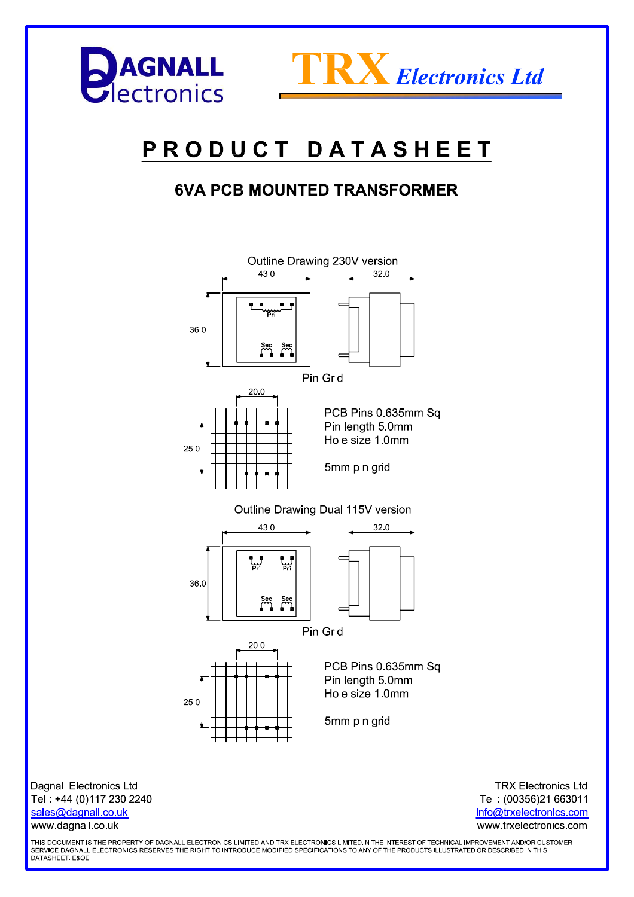DAGNALL Electronics

TRX Electronics Ltd

# PRODUCT DATASHEET

## 6VA PCB MOUNTED TRANSFORMER

### Outline Drawing 230V version

43.0

32.0

36.0

Pri

Sec Sec

Pin Grid

20.0

25.0

PCB Pins 0.635mm Sq
Pin length 5.0mm
Hole size 1.0mm

5mm pin grid

### Outline Drawing Dual 115V version

43.0

32.0

36.0

Pri Pri

Sec Sec

Pin Grid

20.0

25.0

PCB Pins 0.635mm Sq
Pin length 5.0mm
Hole size 1.0mm

5mm pin grid

Dagnall Electronics Ltd
Tel : +44 (0)117 230 2240
sales@dagnall.co.uk
www.dagnall.co.uk

TRX Electronics Ltd
Tel : (00356)21 663011
info@trxelectronics.com
www.trxelectronics.com

THIS DOCUMENT IS THE PROPERTY OF DAGNALL ELECTRONICS LIMITED AND TRX ELECTRONICS LIMITED.IN THE INTEREST OF TECHNICAL IMPROVEMENT AND/OR CUSTOMER SERVICE DAGNALL ELECTRONICS RESERVES THE RIGHT TO INTRODUCE MODIFIED SPECIFICATIONS TO ANY OF THE PRODUCTS ILLUSTRATED OR DESCRIBED IN THIS DATASHEET. E&OE